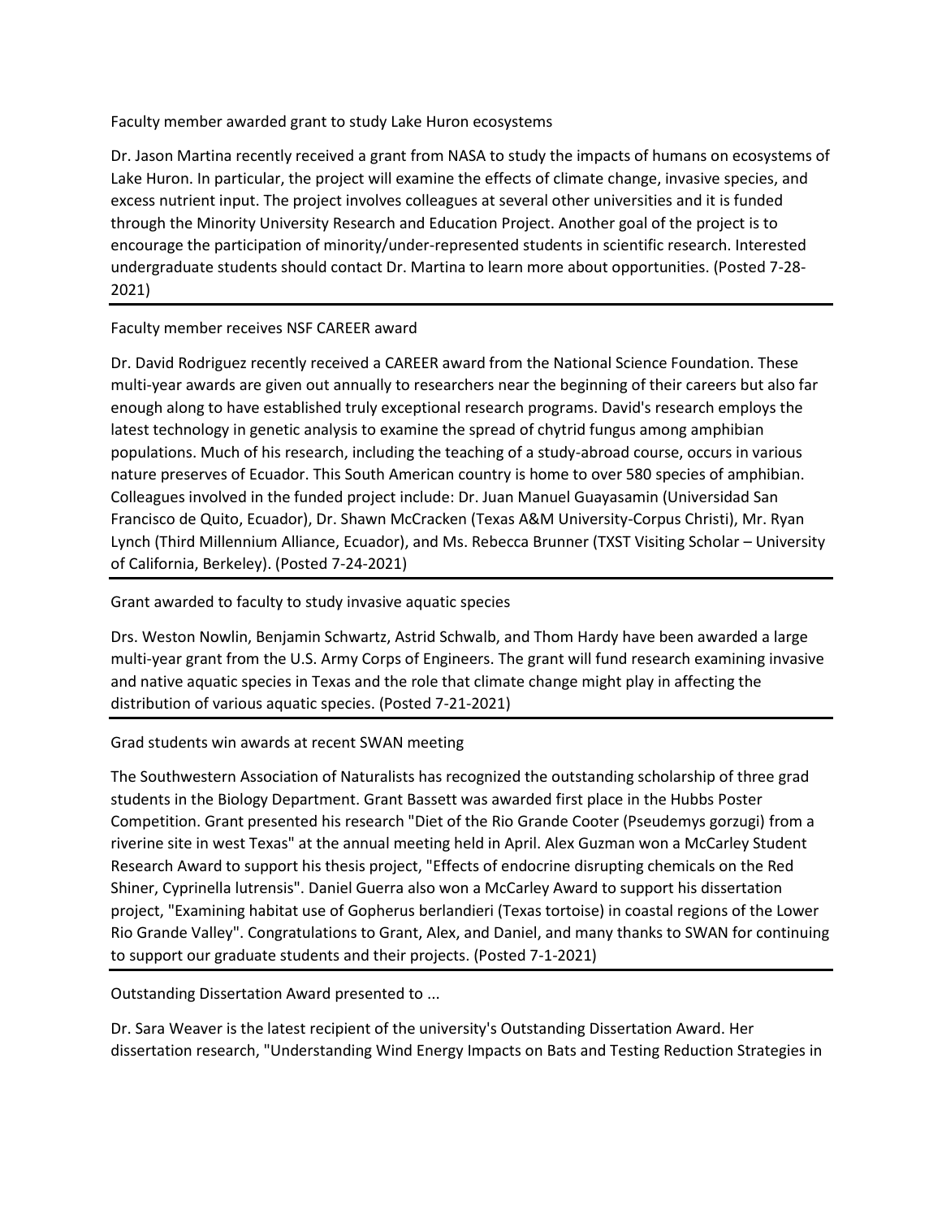Faculty member awarded grant to study Lake Huron ecosystems

Dr. Jason Martina recently received a grant from NASA to study the impacts of humans on ecosystems of Lake Huron. In particular, the project will examine the effects of climate change, invasive species, and excess nutrient input. The project involves colleagues at several other universities and it is funded through the Minority University Research and Education Project. Another goal of the project is to encourage the participation of minority/under-represented students in scientific research. Interested undergraduate students should contact Dr. Martina to learn more about opportunities. (Posted 7-28-2021)

---

Faculty member receives NSF CAREER award

Dr. David Rodriguez recently received a CAREER award from the National Science Foundation. These multi-year awards are given out annually to researchers near the beginning of their careers but also far enough along to have established truly exceptional research programs. David's research employs the latest technology in genetic analysis to examine the spread of chytrid fungus among amphibian populations. Much of his research, including the teaching of a study-abroad course, occurs in various nature preserves of Ecuador. This South American country is home to over 580 species of amphibian. Colleagues involved in the funded project include: Dr. Juan Manuel Guayasamin (Universidad San Francisco de Quito, Ecuador), Dr. Shawn McCracken (Texas A&M University-Corpus Christi), Mr. Ryan Lynch (Third Millennium Alliance, Ecuador), and Ms. Rebecca Brunner (TXST Visiting Scholar – University of California, Berkeley). (Posted 7-24-2021)

---

Grant awarded to faculty to study invasive aquatic species

Drs. Weston Nowlin, Benjamin Schwartz, Astrid Schwalb, and Thom Hardy have been awarded a large multi-year grant from the U.S. Army Corps of Engineers. The grant will fund research examining invasive and native aquatic species in Texas and the role that climate change might play in affecting the distribution of various aquatic species. (Posted 7-21-2021)

---

Grad students win awards at recent SWAN meeting

The Southwestern Association of Naturalists has recognized the outstanding scholarship of three grad students in the Biology Department. Grant Bassett was awarded first place in the Hubbs Poster Competition. Grant presented his research "Diet of the Rio Grande Cooter (Pseudemys gorzugi) from a riverine site in west Texas" at the annual meeting held in April. Alex Guzman won a McCarley Student Research Award to support his thesis project, "Effects of endocrine disrupting chemicals on the Red Shiner, Cyprinella lutrensis". Daniel Guerra also won a McCarley Award to support his dissertation project, "Examining habitat use of Gopherus berlandieri (Texas tortoise) in coastal regions of the Lower Rio Grande Valley". Congratulations to Grant, Alex, and Daniel, and many thanks to SWAN for continuing to support our graduate students and their projects. (Posted 7-1-2021)

---

Outstanding Dissertation Award presented to ...

Dr. Sara Weaver is the latest recipient of the university's Outstanding Dissertation Award. Her dissertation research, "Understanding Wind Energy Impacts on Bats and Testing Reduction Strategies in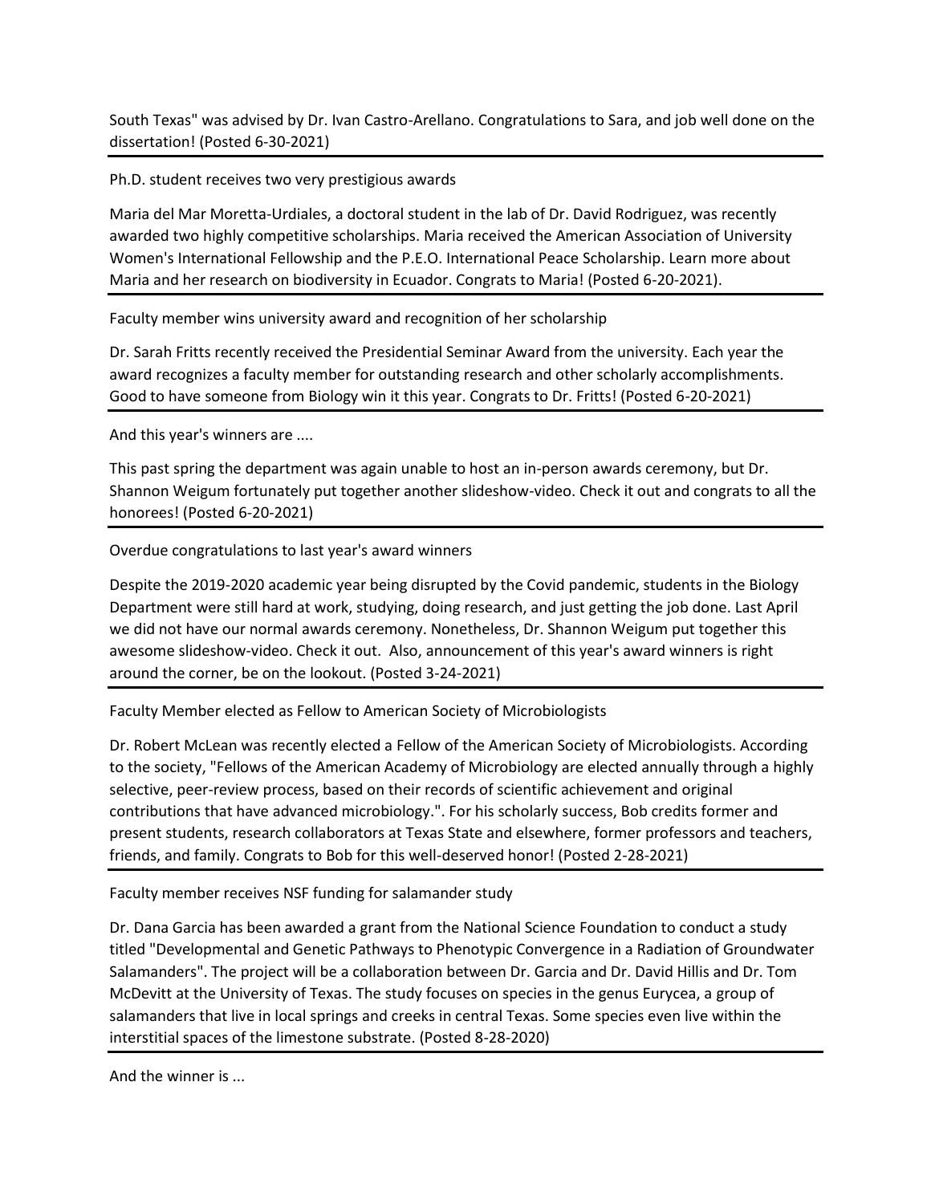South Texas" was advised by Dr. Ivan Castro-Arellano. Congratulations to Sara, and job well done on the dissertation! (Posted 6-30-2021)

---

Ph.D. student receives two very prestigious awards

Maria del Mar Moretta-Urdiales, a doctoral student in the lab of Dr. David Rodriguez, was recently awarded two highly competitive scholarships. Maria received the American Association of University Women's International Fellowship and the P.E.O. International Peace Scholarship. Learn more about Maria and her research on biodiversity in Ecuador. Congrats to Maria! (Posted 6-20-2021).

---

Faculty member wins university award and recognition of her scholarship

Dr. Sarah Fritts recently received the Presidential Seminar Award from the university. Each year the award recognizes a faculty member for outstanding research and other scholarly accomplishments. Good to have someone from Biology win it this year. Congrats to Dr. Fritts! (Posted 6-20-2021)

---

And this year's winners are ....

This past spring the department was again unable to host an in-person awards ceremony, but Dr. Shannon Weigum fortunately put together another slideshow-video. Check it out and congrats to all the honorees! (Posted 6-20-2021)

---

Overdue congratulations to last year's award winners

Despite the 2019-2020 academic year being disrupted by the Covid pandemic, students in the Biology Department were still hard at work, studying, doing research, and just getting the job done. Last April we did not have our normal awards ceremony. Nonetheless, Dr. Shannon Weigum put together this awesome slideshow-video. Check it out. Also, announcement of this year's award winners is right around the corner, be on the lookout. (Posted 3-24-2021)

---

Faculty Member elected as Fellow to American Society of Microbiologists

Dr. Robert McLean was recently elected a Fellow of the American Society of Microbiologists. According to the society, "Fellows of the American Academy of Microbiology are elected annually through a highly selective, peer-review process, based on their records of scientific achievement and original contributions that have advanced microbiology.". For his scholarly success, Bob credits former and present students, research collaborators at Texas State and elsewhere, former professors and teachers, friends, and family. Congrats to Bob for this well-deserved honor! (Posted 2-28-2021)

---

Faculty member receives NSF funding for salamander study

Dr. Dana Garcia has been awarded a grant from the National Science Foundation to conduct a study titled "Developmental and Genetic Pathways to Phenotypic Convergence in a Radiation of Groundwater Salamanders". The project will be a collaboration between Dr. Garcia and Dr. David Hillis and Dr. Tom McDevitt at the University of Texas. The study focuses on species in the genus Eurycea, a group of salamanders that live in local springs and creeks in central Texas. Some species even live within the interstitial spaces of the limestone substrate. (Posted 8-28-2020)

---

And the winner is ...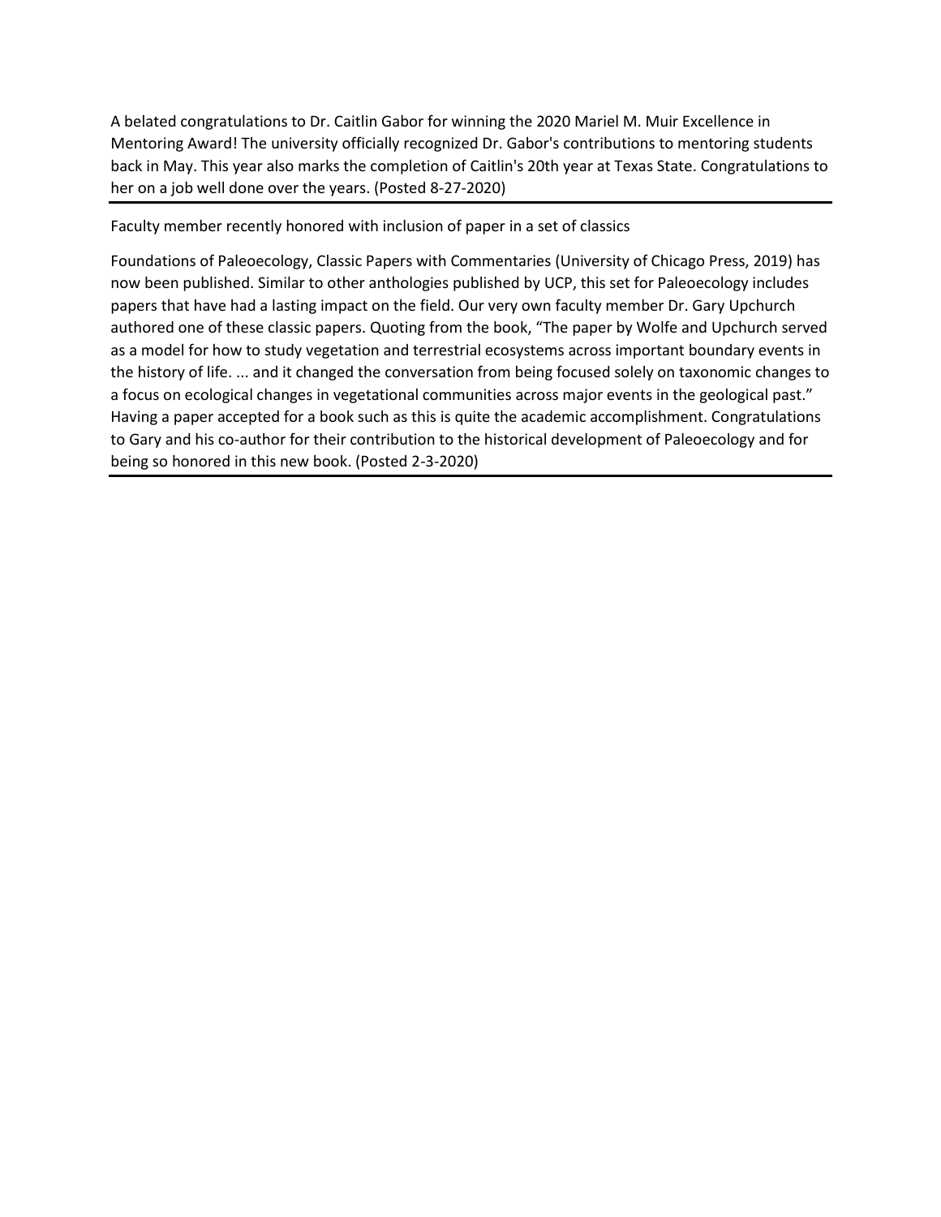A belated congratulations to Dr. Caitlin Gabor for winning the 2020 Mariel M. Muir Excellence in Mentoring Award! The university officially recognized Dr. Gabor's contributions to mentoring students back in May. This year also marks the completion of Caitlin's 20th year at Texas State. Congratulations to her on a job well done over the years. (Posted 8-27-2020)

---

Faculty member recently honored with inclusion of paper in a set of classics

Foundations of Paleoecology, Classic Papers with Commentaries (University of Chicago Press, 2019) has now been published. Similar to other anthologies published by UCP, this set for Paleoecology includes papers that have had a lasting impact on the field. Our very own faculty member Dr. Gary Upchurch authored one of these classic papers. Quoting from the book, "The paper by Wolfe and Upchurch served as a model for how to study vegetation and terrestrial ecosystems across important boundary events in the history of life. ... and it changed the conversation from being focused solely on taxonomic changes to a focus on ecological changes in vegetational communities across major events in the geological past." Having a paper accepted for a book such as this is quite the academic accomplishment. Congratulations to Gary and his co-author for their contribution to the historical development of Paleoecology and for being so honored in this new book. (Posted 2-3-2020)

---